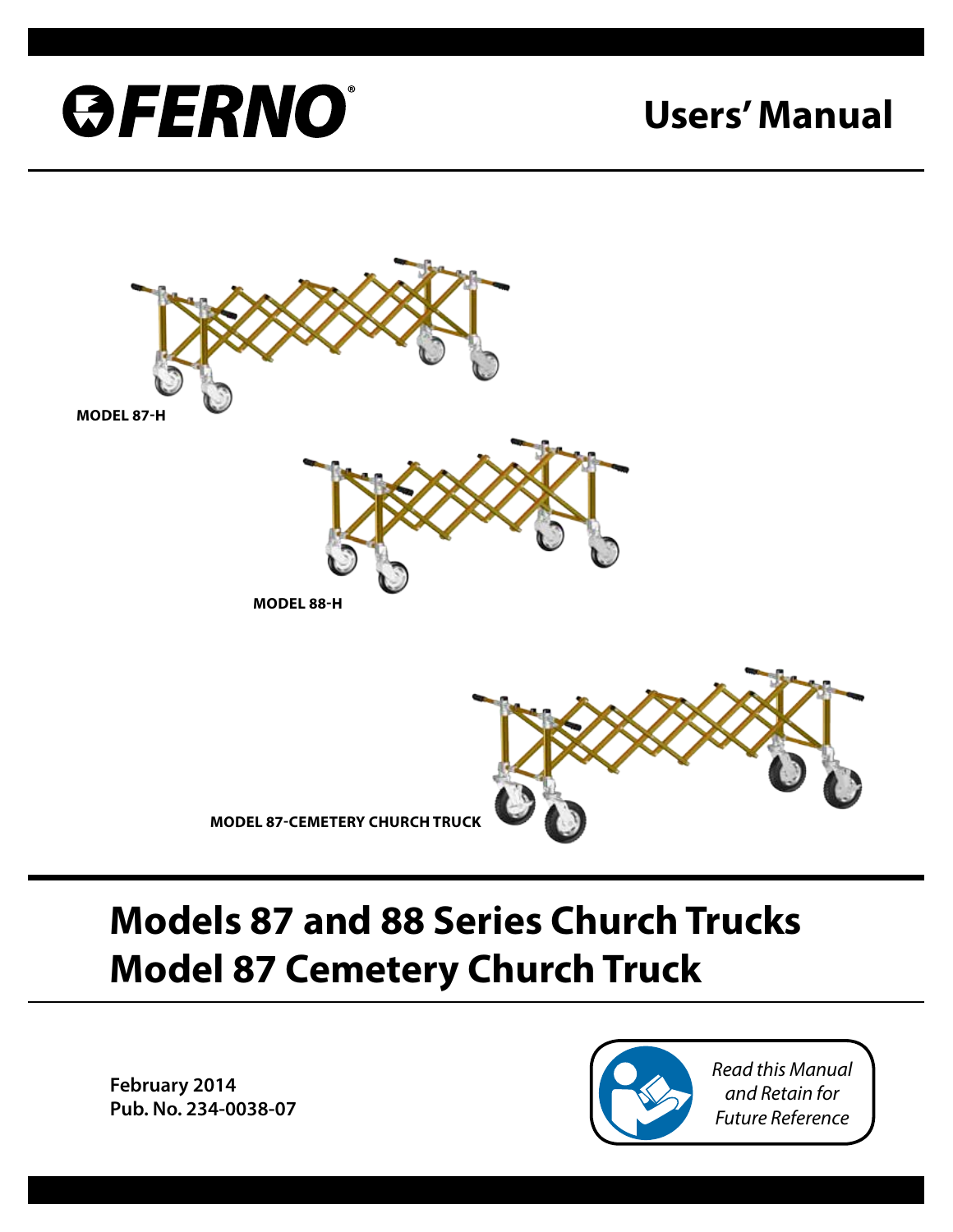FERNO®

# Users' Manual

**MODEL 87-H**

**MODEL 88-H**

**MODEL 87-CEMETERY CHURCH TRUCK**

# Models 87 and 88 Series Church Trucks
# Model 87 Cemetery Church Truck

**February 2014**
**Pub. No. 234-0038-07**

*Read this Manual and Retain for Future Reference*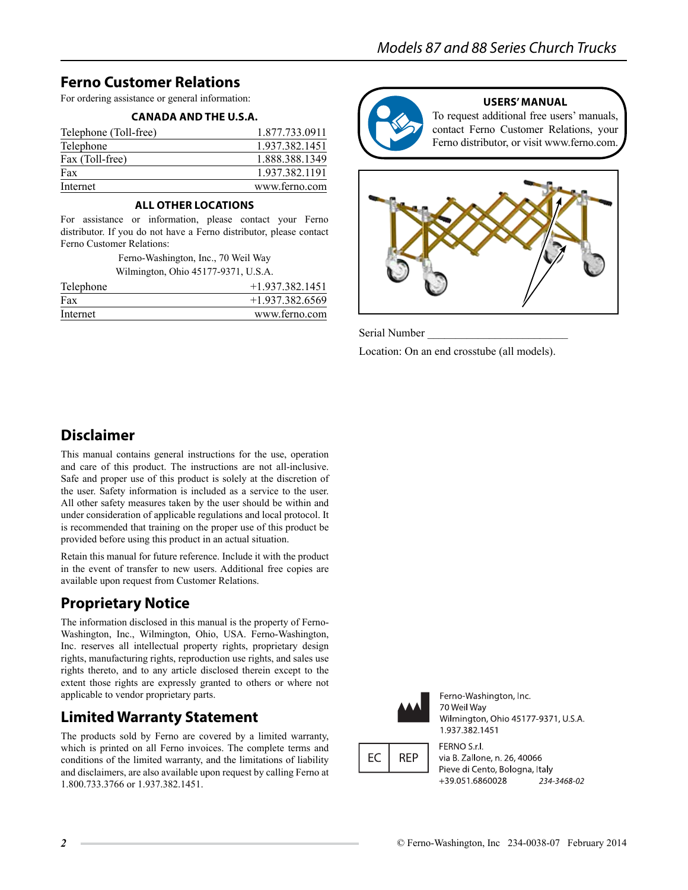## Ferno Customer Relations

For ordering assistance or general information:

**CANADA AND THE U.S.A.**

| | |
|---|---|
| Telephone (Toll-free) | 1.877.733.0911 |
| Telephone | 1.937.382.1451 |
| Fax (Toll-free) | 1.888.388.1349 |
| Fax | 1.937.382.1191 |
| Internet | www.ferno.com |

**ALL OTHER LOCATIONS**

For assistance or information, please contact your Ferno distributor. If you do not have a Ferno distributor, please contact Ferno Customer Relations:

Ferno-Washington, Inc., 70 Weil Way
Wilmington, Ohio 45177-9371, U.S.A.

| | |
|---|---|
| Telephone | +1.937.382.1451 |
| Fax | +1.937.382.6569 |
| Internet | www.ferno.com |

**USERS' MANUAL**

To request additional free users' manuals, contact Ferno Customer Relations, your Ferno distributor, or visit www.ferno.com.

Serial Number ________________________

Location: On an end crosstube (all models).

## Disclaimer

This manual contains general instructions for the use, operation and care of this product. The instructions are not all-inclusive. Safe and proper use of this product is solely at the discretion of the user. Safety information is included as a service to the user. All other safety measures taken by the user should be within and under consideration of applicable regulations and local protocol. It is recommended that training on the proper use of this product be provided before using this product in an actual situation.

Retain this manual for future reference. Include it with the product in the event of transfer to new users. Additional free copies are available upon request from Customer Relations.

## Proprietary Notice

The information disclosed in this manual is the property of Ferno-Washington, Inc., Wilmington, Ohio, USA. Ferno-Washington, Inc. reserves all intellectual property rights, proprietary design rights, manufacturing rights, reproduction use rights, and sales use rights thereto, and to any article disclosed therein except to the extent those rights are expressly granted to others or where not applicable to vendor proprietary parts.

## Limited Warranty Statement

The products sold by Ferno are covered by a limited warranty, which is printed on all Ferno invoices. The complete terms and conditions of the limited warranty, and the limitations of liability and disclaimers, are also available upon request by calling Ferno at 1.800.733.3766 or 1.937.382.1451.

Ferno-Washington, Inc.
70 Weil Way
Wilmington, Ohio 45177-9371, U.S.A.
1.937.382.1451

EC REP

FERNO S.r.l.
via B. Zallone, n. 26, 40066
Pieve di Cento, Bologna, Italy
+39.051.6860028 *234-3468-02*

© Ferno-Washington, Inc 234-0038-07 February 2014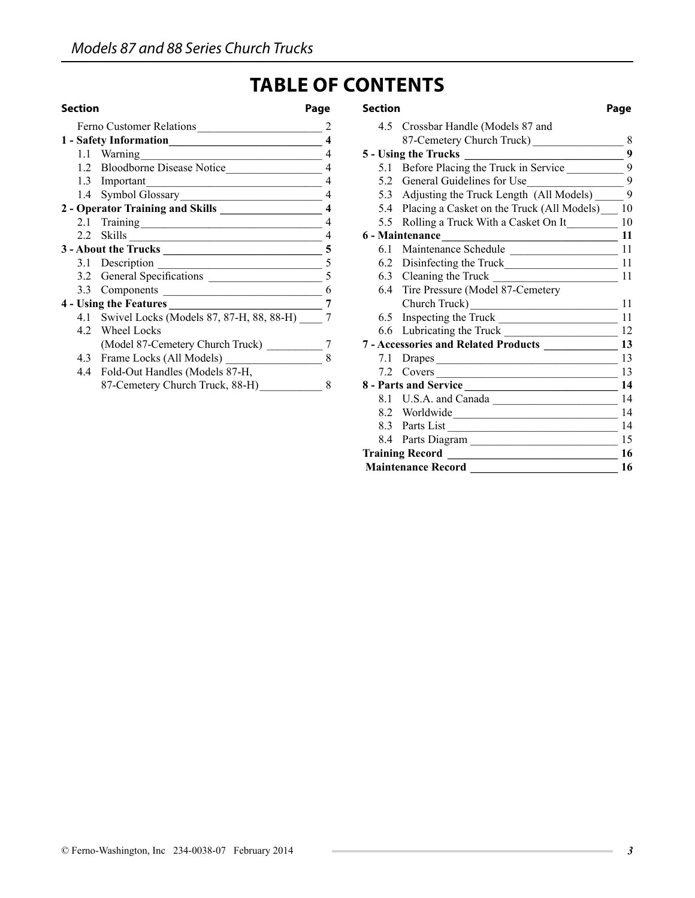# TABLE OF CONTENTS

| Section | Page |
|---|---|
| Ferno Customer Relations | 2 |
| **1 - Safety Information** | **4** |
| 1.1 Warning | 4 |
| 1.2 Bloodborne Disease Notice | 4 |
| 1.3 Important | 4 |
| 1.4 Symbol Glossary | 4 |
| **2 - Operator Training and Skills** | **4** |
| 2.1 Training | 4 |
| 2.2 Skills | 4 |
| **3 - About the Trucks** | **5** |
| 3.1 Description | 5 |
| 3.2 General Specifications | 5 |
| 3.3 Components | 6 |
| **4 - Using the Features** | **7** |
| 4.1 Swivel Locks (Models 87, 87-H, 88, 88-H) | 7 |
| 4.2 Wheel Locks (Model 87-Cemetery Church Truck) | 7 |
| 4.3 Frame Locks (All Models) | 8 |
| 4.4 Fold-Out Handles (Models 87-H, 87-Cemetery Church Truck, 88-H) | 8 |
| 4.5 Crossbar Handle (Models 87 and 87-Cemetery Church Truck) | 8 |
| **5 - Using the Trucks** | **9** |
| 5.1 Before Placing the Truck in Service | 9 |
| 5.2 General Guidelines for Use | 9 |
| 5.3 Adjusting the Truck Length (All Models) | 9 |
| 5.4 Placing a Casket on the Truck (All Models) | 10 |
| 5.5 Rolling a Truck With a Casket On It | 10 |
| **6 - Maintenance** | **11** |
| 6.1 Maintenance Schedule | 11 |
| 6.2 Disinfecting the Truck | 11 |
| 6.3 Cleaning the Truck | 11 |
| 6.4 Tire Pressure (Model 87-Cemetery Church Truck) | 11 |
| 6.5 Inspecting the Truck | 11 |
| 6.6 Lubricating the Truck | 12 |
| **7 - Accessories and Related Products** | **13** |
| 7.1 Drapes | 13 |
| 7.2 Covers | 13 |
| **8 - Parts and Service** | **14** |
| 8.1 U.S.A. and Canada | 14 |
| 8.2 Worldwide | 14 |
| 8.3 Parts List | 14 |
| 8.4 Parts Diagram | 15 |
| **Training Record** | **16** |
| **Maintenance Record** | **16** |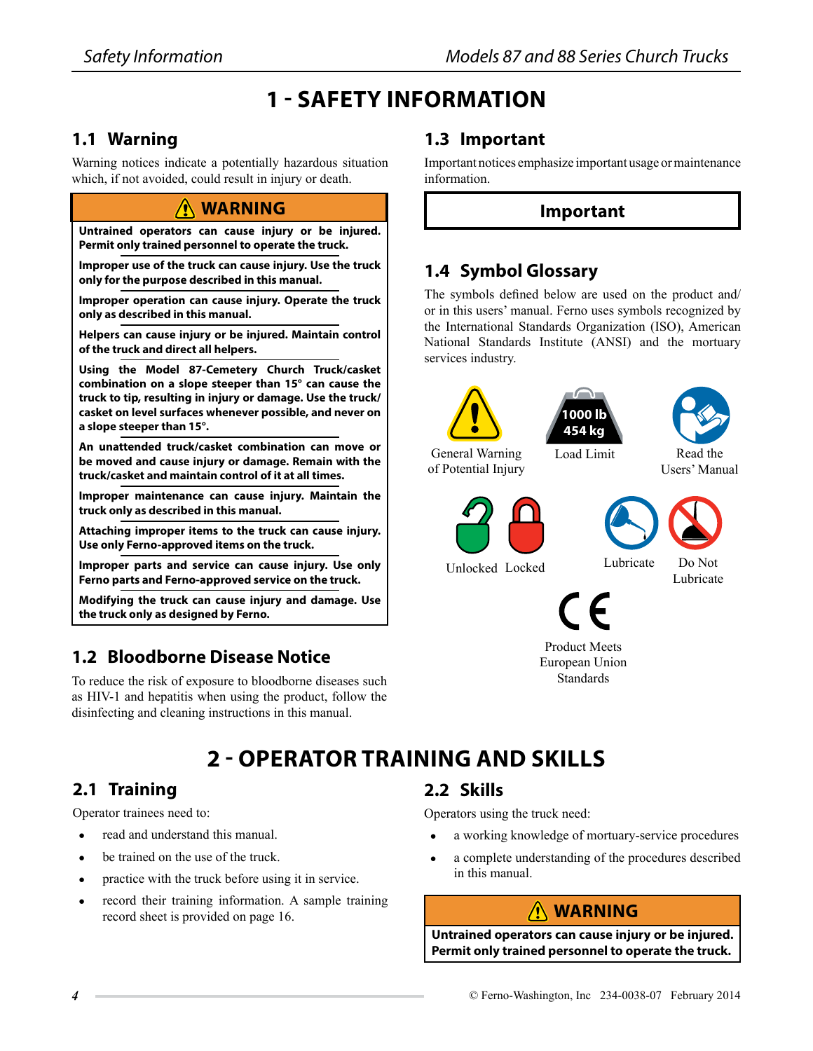# 1 - SAFETY INFORMATION

## 1.1 Warning

Warning notices indicate a potentially hazardous situation which, if not avoided, could result in injury or death.

> **⚠ WARNING**
>
> **Untrained operators can cause injury or be injured. Permit only trained personnel to operate the truck.**
>
> **Improper use of the truck can cause injury. Use the truck only for the purpose described in this manual.**
>
> **Improper operation can cause injury. Operate the truck only as described in this manual.**
>
> **Helpers can cause injury or be injured. Maintain control of the truck and direct all helpers.**
>
> **Using the Model 87-Cemetery Church Truck/casket combination on a slope steeper than 15° can cause the truck to tip, resulting in injury or damage. Use the truck/casket on level surfaces whenever possible, and never on a slope steeper than 15°.**
>
> **An unattended truck/casket combination can move or be moved and cause injury or damage. Remain with the truck/casket and maintain control of it at all times.**
>
> **Improper maintenance can cause injury. Maintain the truck only as described in this manual.**
>
> **Attaching improper items to the truck can cause injury. Use only Ferno-approved items on the truck.**
>
> **Improper parts and service can cause injury. Use only Ferno parts and Ferno-approved service on the truck.**
>
> **Modifying the truck can cause injury and damage. Use the truck only as designed by Ferno.**

## 1.2 Bloodborne Disease Notice

To reduce the risk of exposure to bloodborne diseases such as HIV-1 and hepatitis when using the product, follow the disinfecting and cleaning instructions in this manual.

## 1.3 Important

Important notices emphasize important usage or maintenance information.

> **Important**

## 1.4 Symbol Glossary

The symbols defined below are used on the product and/or in this users' manual. Ferno uses symbols recognized by the International Standards Organization (ISO), American National Standards Institute (ANSI) and the mortuary services industry.

- General Warning of Potential Injury
- Load Limit (1000 lb / 454 kg)
- Read the Users' Manual
- Unlocked
- Locked
- Lubricate
- Do Not Lubricate
- Product Meets European Union Standards (CE)

# 2 - OPERATOR TRAINING AND SKILLS

## 2.1 Training

Operator trainees need to:

- read and understand this manual.
- be trained on the use of the truck.
- practice with the truck before using it in service.
- record their training information. A sample training record sheet is provided on page 16.

## 2.2 Skills

Operators using the truck need:

- a working knowledge of mortuary-service procedures
- a complete understanding of the procedures described in this manual.

> **⚠ WARNING**
>
> **Untrained operators can cause injury or be injured. Permit only trained personnel to operate the truck.**

© Ferno-Washington, Inc 234-0038-07 February 2014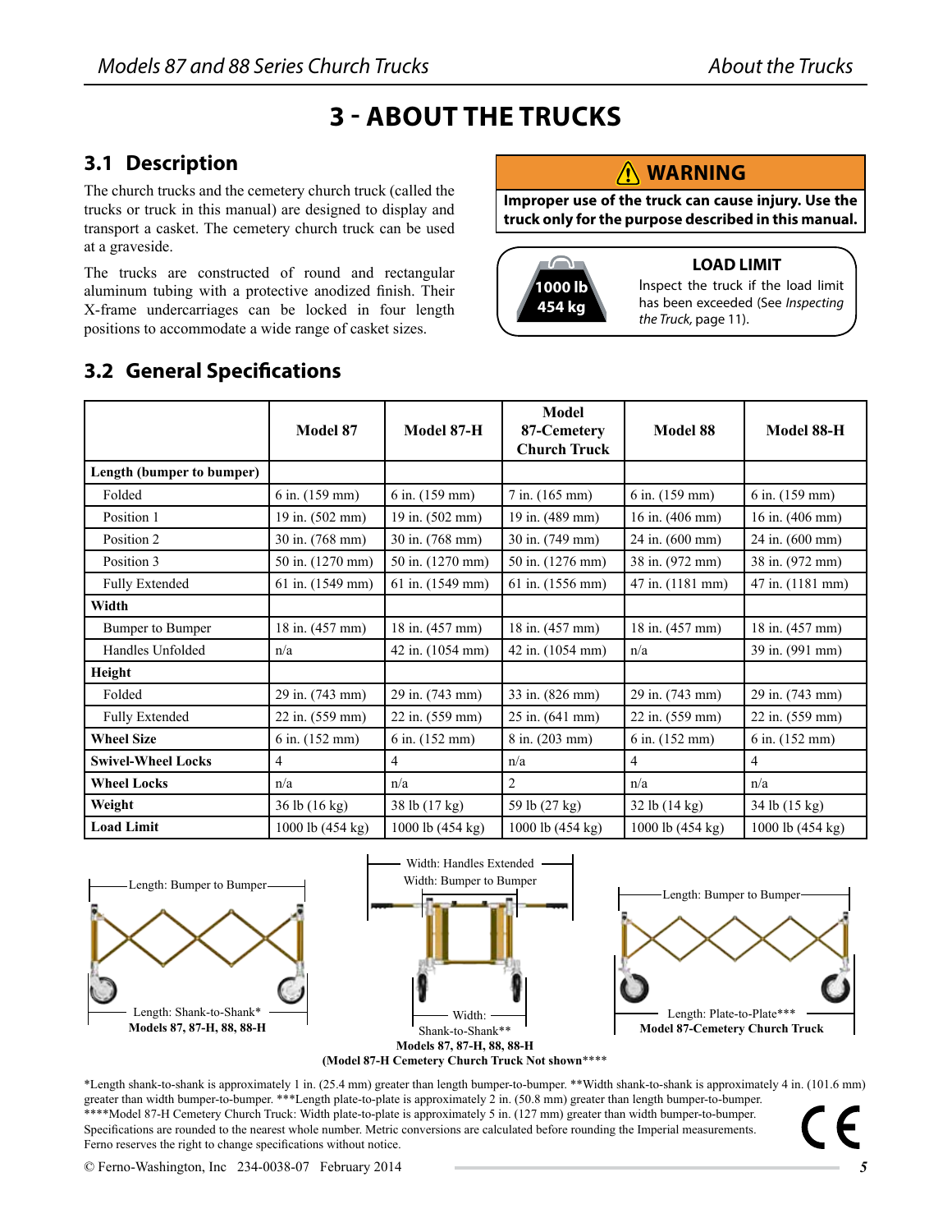# 3 - ABOUT THE TRUCKS

## 3.1 Description

The church trucks and the cemetery church truck (called the trucks or truck in this manual) are designed to display and transport a casket. The cemetery church truck can be used at a graveside.

The trucks are constructed of round and rectangular aluminum tubing with a protective anodized finish. Their X-frame undercarriages can be locked in four length positions to accommodate a wide range of casket sizes.

**⚠ WARNING**

**Improper use of the truck can cause injury. Use the truck only for the purpose described in this manual.**

**LOAD LIMIT**

1000 lb
454 kg

Inspect the truck if the load limit has been exceeded (See *Inspecting the Truck,* page 11).

## 3.2 General Specifications

| | Model 87 | Model 87-H | Model 87-Cemetery Church Truck | Model 88 | Model 88-H |
|---|---|---|---|---|---|
| **Length (bumper to bumper)** | | | | | |
| Folded | 6 in. (159 mm) | 6 in. (159 mm) | 7 in. (165 mm) | 6 in. (159 mm) | 6 in. (159 mm) |
| Position 1 | 19 in. (502 mm) | 19 in. (502 mm) | 19 in. (489 mm) | 16 in. (406 mm) | 16 in. (406 mm) |
| Position 2 | 30 in. (768 mm) | 30 in. (768 mm) | 30 in. (749 mm) | 24 in. (600 mm) | 24 in. (600 mm) |
| Position 3 | 50 in. (1270 mm) | 50 in. (1270 mm) | 50 in. (1276 mm) | 38 in. (972 mm) | 38 in. (972 mm) |
| Fully Extended | 61 in. (1549 mm) | 61 in. (1549 mm) | 61 in. (1556 mm) | 47 in. (1181 mm) | 47 in. (1181 mm) |
| **Width** | | | | | |
| Bumper to Bumper | 18 in. (457 mm) | 18 in. (457 mm) | 18 in. (457 mm) | 18 in. (457 mm) | 18 in. (457 mm) |
| Handles Unfolded | n/a | 42 in. (1054 mm) | 42 in. (1054 mm) | n/a | 39 in. (991 mm) |
| **Height** | | | | | |
| Folded | 29 in. (743 mm) | 29 in. (743 mm) | 33 in. (826 mm) | 29 in. (743 mm) | 29 in. (743 mm) |
| Fully Extended | 22 in. (559 mm) | 22 in. (559 mm) | 25 in. (641 mm) | 22 in. (559 mm) | 22 in. (559 mm) |
| **Wheel Size** | 6 in. (152 mm) | 6 in. (152 mm) | 8 in. (203 mm) | 6 in. (152 mm) | 6 in. (152 mm) |
| **Swivel-Wheel Locks** | 4 | 4 | n/a | 4 | 4 |
| **Wheel Locks** | n/a | n/a | 2 | n/a | n/a |
| **Weight** | 36 lb (16 kg) | 38 lb (17 kg) | 59 lb (27 kg) | 32 lb (14 kg) | 34 lb (15 kg) |
| **Load Limit** | 1000 lb (454 kg) | 1000 lb (454 kg) | 1000 lb (454 kg) | 1000 lb (454 kg) | 1000 lb (454 kg) |

Length: Bumper to Bumper
Length: Shank-to-Shank*
**Models 87, 87-H, 88, 88-H**

Width: Handles Extended
Width: Bumper to Bumper
Width: Shank-to-Shank**
**Models 87, 87-H, 88, 88-H**
**(Model 87-H Cemetery Church Truck Not shown****)**

Length: Bumper to Bumper
Length: Plate-to-Plate***
**Model 87-Cemetery Church Truck**

*Length shank-to-shank is approximately 1 in. (25.4 mm) greater than length bumper-to-bumper. **Width shank-to-shank is approximately 4 in. (101.6 mm) greater than width bumper-to-bumper. ***Length plate-to-plate is approximately 2 in. (50.8 mm) greater than length bumper-to-bumper. ****Model 87-H Cemetery Church Truck: Width plate-to-plate is approximately 5 in. (127 mm) greater than width bumper-to-bumper. Specifications are rounded to the nearest whole number. Metric conversions are calculated before rounding the Imperial measurements. Ferno reserves the right to change specifications without notice.

© Ferno-Washington, Inc 234-0038-07 February 2014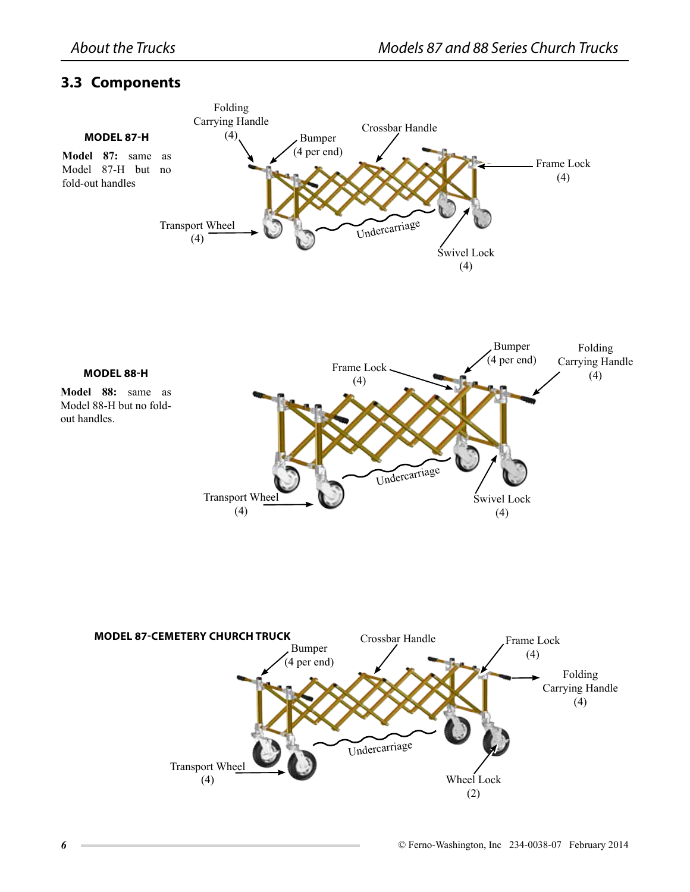## 3.3 Components

**MODEL 87-H**

**Model 87:** same as Model 87-H but no fold-out handles

Folding Carrying Handle (4)

Bumper (4 per end)

Crossbar Handle

Frame Lock (4)

Transport Wheel (4)

Undercarriage

Swivel Lock (4)

**MODEL 88-H**

**Model 88:** same as Model 88-H but no fold-out handles.

Bumper (4 per end)

Folding Carrying Handle (4)

Frame Lock (4)

Transport Wheel (4)

Undercarriage

Swivel Lock (4)

**MODEL 87-CEMETERY CHURCH TRUCK**

Crossbar Handle

Frame Lock (4)

Bumper (4 per end)

Folding Carrying Handle (4)

Transport Wheel (4)

Undercarriage

Wheel Lock (2)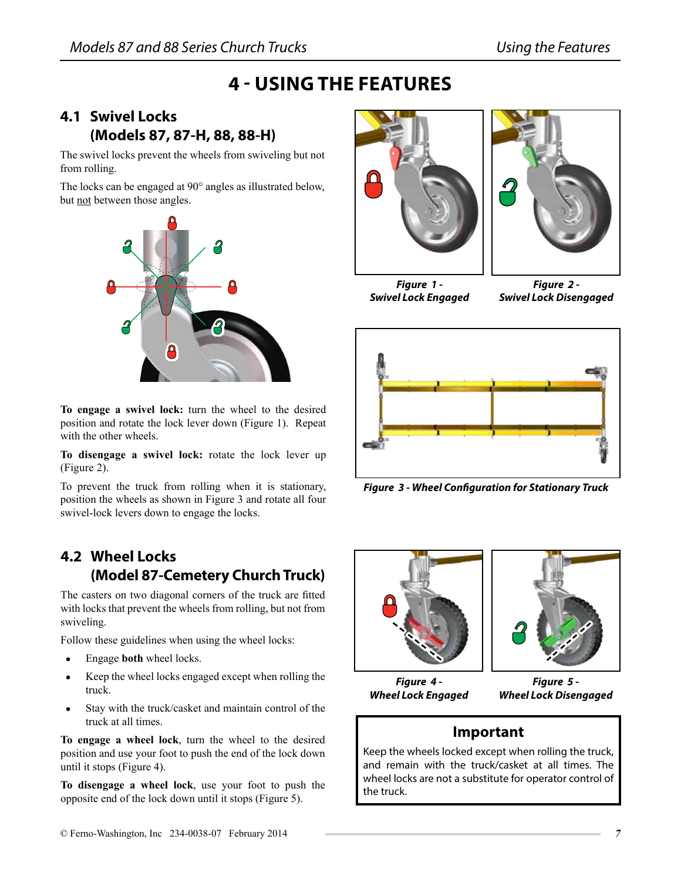# 4 - USING THE FEATURES

## 4.1 Swivel Locks (Models 87, 87-H, 88, 88-H)

The swivel locks prevent the wheels from swiveling but not from rolling.

The locks can be engaged at 90° angles as illustrated below, but not between those angles.

**To engage a swivel lock:** turn the wheel to the desired position and rotate the lock lever down (Figure 1). Repeat with the other wheels.

**To disengage a swivel lock:** rotate the lock lever up (Figure 2).

To prevent the truck from rolling when it is stationary, position the wheels as shown in Figure 3 and rotate all four swivel-lock levers down to engage the locks.

***Figure 1 - Swivel Lock Engaged***

***Figure 2 - Swivel Lock Disengaged***

***Figure 3 - Wheel Configuration for Stationary Truck***

## 4.2 Wheel Locks (Model 87-Cemetery Church Truck)

The casters on two diagonal corners of the truck are fitted with locks that prevent the wheels from rolling, but not from swiveling.

Follow these guidelines when using the wheel locks:

- Engage **both** wheel locks.
- Keep the wheel locks engaged except when rolling the truck.
- Stay with the truck/casket and maintain control of the truck at all times.

**To engage a wheel lock**, turn the wheel to the desired position and use your foot to push the end of the lock down until it stops (Figure 4).

**To disengage a wheel lock**, use your foot to push the opposite end of the lock down until it stops (Figure 5).

***Figure 4 - Wheel Lock Engaged***

***Figure 5 - Wheel Lock Disengaged***

> **Important**
>
> Keep the wheels locked except when rolling the truck, and remain with the truck/casket at all times. The wheel locks are not a substitute for operator control of the truck.

© Ferno-Washington, Inc 234-0038-07 February 2014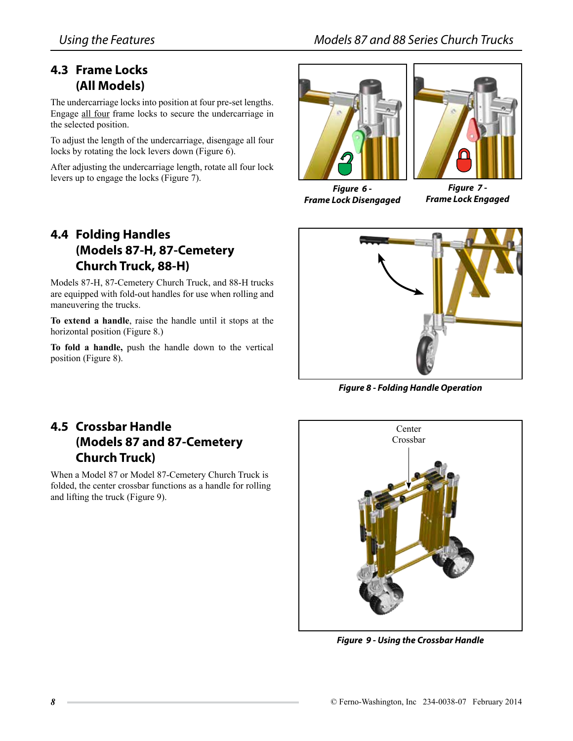## 4.3 Frame Locks (All Models)

The undercarriage locks into position at four pre-set lengths. Engage all four frame locks to secure the undercarriage in the selected position.

To adjust the length of the undercarriage, disengage all four locks by rotating the lock levers down (Figure 6).

After adjusting the undercarriage length, rotate all four lock levers up to engage the locks (Figure 7).

***Figure 6 - Frame Lock Disengaged***

***Figure 7 - Frame Lock Engaged***

## 4.4 Folding Handles (Models 87-H, 87-Cemetery Church Truck, 88-H)

Models 87-H, 87-Cemetery Church Truck, and 88-H trucks are equipped with fold-out handles for use when rolling and maneuvering the trucks.

**To extend a handle**, raise the handle until it stops at the horizontal position (Figure 8.)

**To fold a handle,** push the handle down to the vertical position (Figure 8).

***Figure 8 - Folding Handle Operation***

## 4.5 Crossbar Handle (Models 87 and 87-Cemetery Church Truck)

When a Model 87 or Model 87-Cemetery Church Truck is folded, the center crossbar functions as a handle for rolling and lifting the truck (Figure 9).

Center Crossbar

***Figure 9 - Using the Crossbar Handle***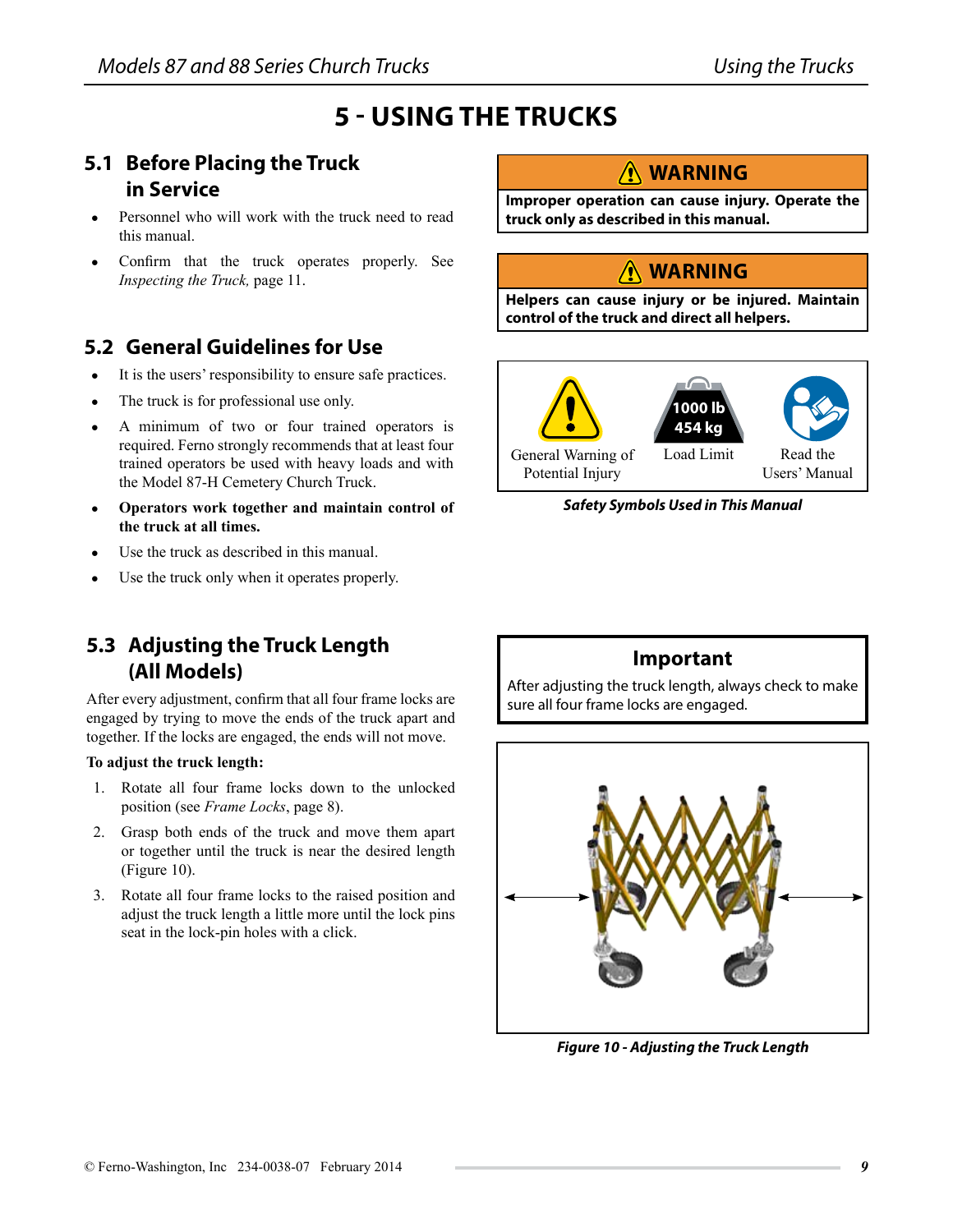# 5 - USING THE TRUCKS

## 5.1 Before Placing the Truck in Service

- Personnel who will work with the truck need to read this manual.
- Confirm that the truck operates properly. See *Inspecting the Truck,* page 11.

## 5.2 General Guidelines for Use

- It is the users' responsibility to ensure safe practices.
- The truck is for professional use only.
- A minimum of two or four trained operators is required. Ferno strongly recommends that at least four trained operators be used with heavy loads and with the Model 87-H Cemetery Church Truck.
- **Operators work together and maintain control of the truck at all times.**
- Use the truck as described in this manual.
- Use the truck only when it operates properly.

**⚠ WARNING**

**Improper operation can cause injury. Operate the truck only as described in this manual.**

**⚠ WARNING**

**Helpers can cause injury or be injured. Maintain control of the truck and direct all helpers.**

| General Warning of Potential Injury | Load Limit (1000 lb / 454 kg) | Read the Users' Manual |
|---|---|---|

***Safety Symbols Used in This Manual***

## 5.3 Adjusting the Truck Length (All Models)

After every adjustment, confirm that all four frame locks are engaged by trying to move the ends of the truck apart and together. If the locks are engaged, the ends will not move.

**To adjust the truck length:**

1. Rotate all four frame locks down to the unlocked position (see *Frame Locks*, page 8).
2. Grasp both ends of the truck and move them apart or together until the truck is near the desired length (Figure 10).
3. Rotate all four frame locks to the raised position and adjust the truck length a little more until the lock pins seat in the lock-pin holes with a click.

**Important**

After adjusting the truck length, always check to make sure all four frame locks are engaged.

***Figure 10 - Adjusting the Truck Length***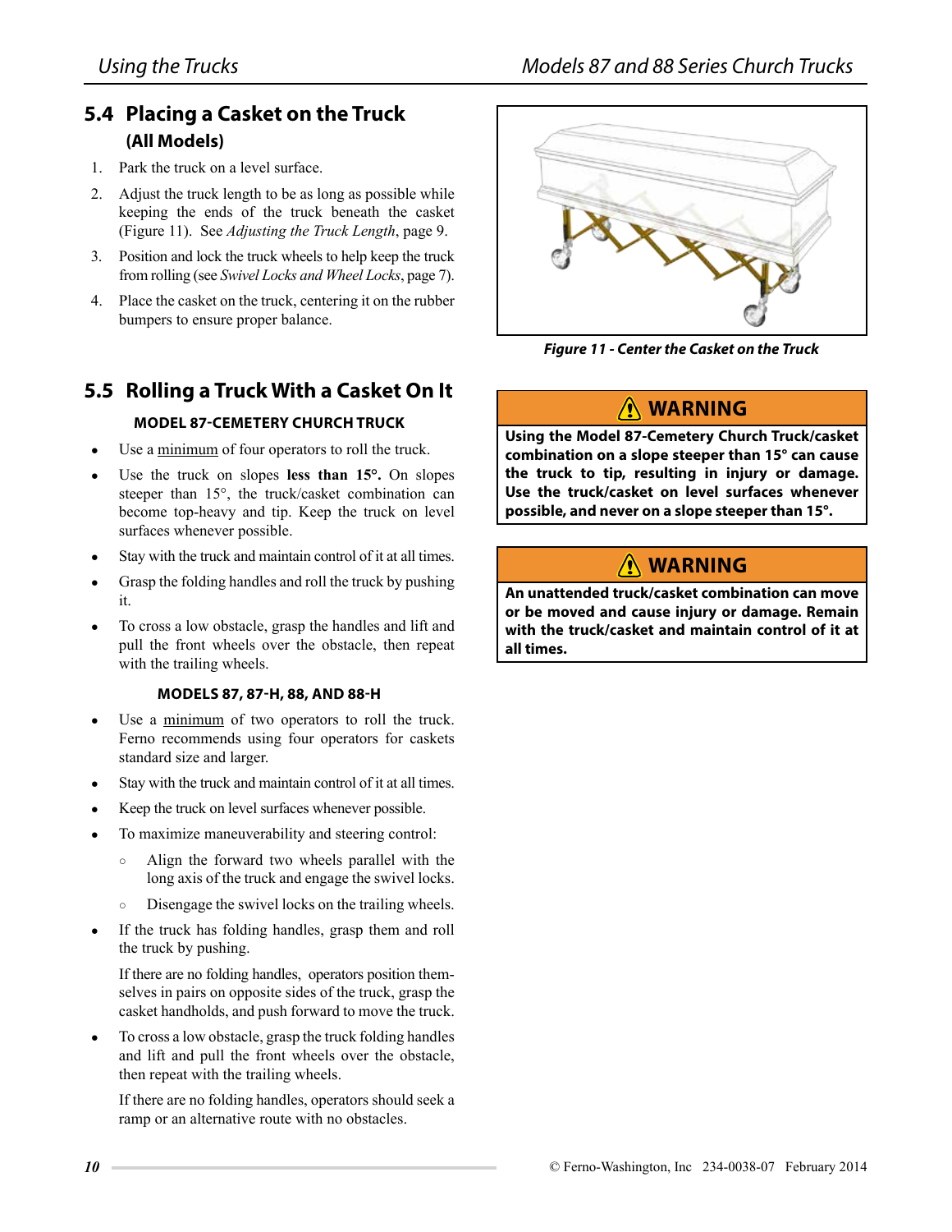## 5.4 Placing a Casket on the Truck (All Models)

1. Park the truck on a level surface.
2. Adjust the truck length to be as long as possible while keeping the ends of the truck beneath the casket (Figure 11). See *Adjusting the Truck Length*, page 9.
3. Position and lock the truck wheels to help keep the truck from rolling (see *Swivel Locks and Wheel Locks*, page 7).
4. Place the casket on the truck, centering it on the rubber bumpers to ensure proper balance.

***Figure 11 - Center the Casket on the Truck***

## 5.5 Rolling a Truck With a Casket On It

### MODEL 87-CEMETERY CHURCH TRUCK

- Use a minimum of four operators to roll the truck.
- Use the truck on slopes **less than 15°.** On slopes steeper than 15°, the truck/casket combination can become top-heavy and tip. Keep the truck on level surfaces whenever possible.
- Stay with the truck and maintain control of it at all times.
- Grasp the folding handles and roll the truck by pushing it.
- To cross a low obstacle, grasp the handles and lift and pull the front wheels over the obstacle, then repeat with the trailing wheels.

### MODELS 87, 87-H, 88, AND 88-H

- Use a minimum of two operators to roll the truck. Ferno recommends using four operators for caskets standard size and larger.
- Stay with the truck and maintain control of it at all times.
- Keep the truck on level surfaces whenever possible.
- To maximize maneuverability and steering control:
  - Align the forward two wheels parallel with the long axis of the truck and engage the swivel locks.
  - Disengage the swivel locks on the trailing wheels.
- If the truck has folding handles, grasp them and roll the truck by pushing.

  If there are no folding handles, operators position themselves in pairs on opposite sides of the truck, grasp the casket handholds, and push forward to move the truck.
- To cross a low obstacle, grasp the truck folding handles and lift and pull the front wheels over the obstacle, then repeat with the trailing wheels.

  If there are no folding handles, operators should seek a ramp or an alternative route with no obstacles.

**⚠ WARNING**

**Using the Model 87-Cemetery Church Truck/casket combination on a slope steeper than 15° can cause the truck to tip, resulting in injury or damage. Use the truck/casket on level surfaces whenever possible, and never on a slope steeper than 15°.**

**⚠ WARNING**

**An unattended truck/casket combination can move or be moved and cause injury or damage. Remain with the truck/casket and maintain control of it at all times.**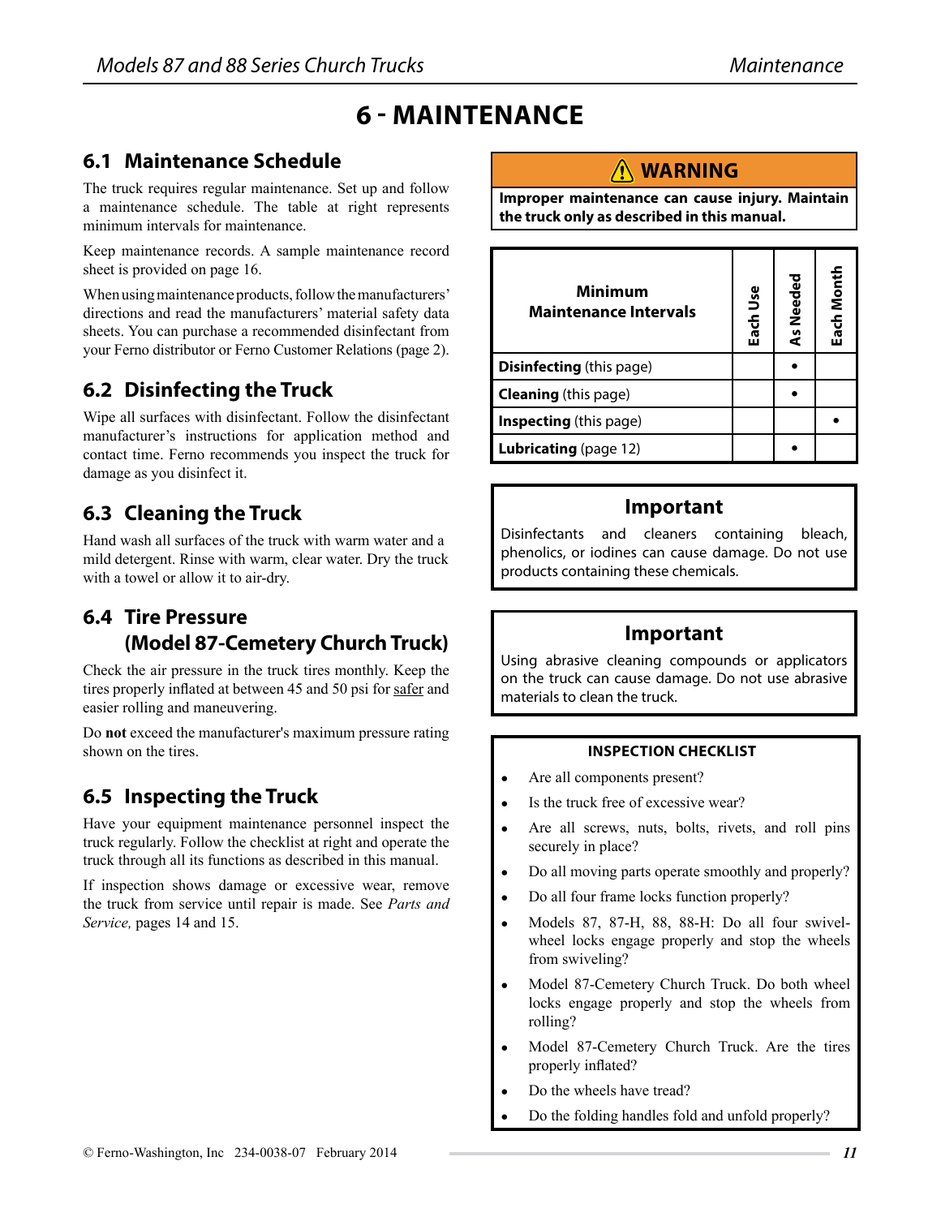# 6 - MAINTENANCE

## 6.1 Maintenance Schedule

The truck requires regular maintenance. Set up and follow a maintenance schedule. The table at right represents minimum intervals for maintenance.

Keep maintenance records. A sample maintenance record sheet is provided on page 16.

When using maintenance products, follow the manufacturers' directions and read the manufacturers' material safety data sheets. You can purchase a recommended disinfectant from your Ferno distributor or Ferno Customer Relations (page 2).

## 6.2 Disinfecting the Truck

Wipe all surfaces with disinfectant. Follow the disinfectant manufacturer's instructions for application method and contact time. Ferno recommends you inspect the truck for damage as you disinfect it.

## 6.3 Cleaning the Truck

Hand wash all surfaces of the truck with warm water and a mild detergent. Rinse with warm, clear water. Dry the truck with a towel or allow it to air-dry.

## 6.4 Tire Pressure (Model 87-Cemetery Church Truck)

Check the air pressure in the truck tires monthly. Keep the tires properly inflated at between 45 and 50 psi for safer and easier rolling and maneuvering.

Do **not** exceed the manufacturer's maximum pressure rating shown on the tires.

## 6.5 Inspecting the Truck

Have your equipment maintenance personnel inspect the truck regularly. Follow the checklist at right and operate the truck through all its functions as described in this manual.

If inspection shows damage or excessive wear, remove the truck from service until repair is made. See *Parts and Service,* pages 14 and 15.

**⚠ WARNING**

**Improper maintenance can cause injury. Maintain the truck only as described in this manual.**

| Minimum Maintenance Intervals | Each Use | As Needed | Each Month |
|---|---|---|---|
| **Disinfecting** (this page) | | • | |
| **Cleaning** (this page) | | • | |
| **Inspecting** (this page) | | | • |
| **Lubricating** (page 12) | | • | |

**Important**

Disinfectants and cleaners containing bleach, phenolics, or iodines can cause damage. Do not use products containing these chemicals.

**Important**

Using abrasive cleaning compounds or applicators on the truck can cause damage. Do not use abrasive materials to clean the truck.

**INSPECTION CHECKLIST**

- Are all components present?
- Is the truck free of excessive wear?
- Are all screws, nuts, bolts, rivets, and roll pins securely in place?
- Do all moving parts operate smoothly and properly?
- Do all four frame locks function properly?
- Models 87, 87-H, 88, 88-H: Do all four swivel-wheel locks engage properly and stop the wheels from swiveling?
- Model 87-Cemetery Church Truck. Do both wheel locks engage properly and stop the wheels from rolling?
- Model 87-Cemetery Church Truck. Are the tires properly inflated?
- Do the wheels have tread?
- Do the folding handles fold and unfold properly?

© Ferno-Washington, Inc 234-0038-07 February 2014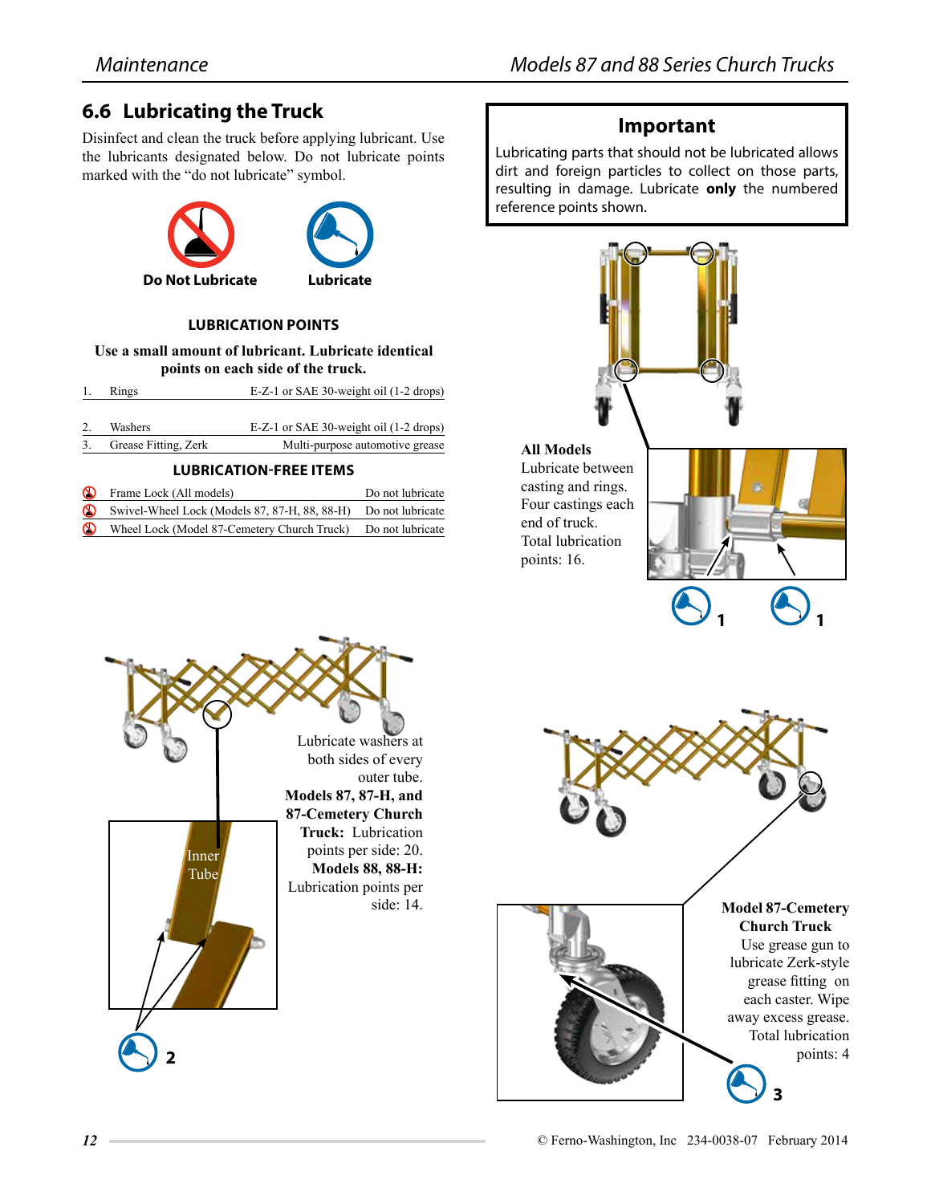## 6.6 Lubricating the Truck

Disinfect and clean the truck before applying lubricant. Use the lubricants designated below. Do not lubricate points marked with the "do not lubricate" symbol.

**Do Not Lubricate** **Lubricate**

### LUBRICATION POINTS

**Use a small amount of lubricant. Lubricate identical points on each side of the truck.**

| | | |
|---|---|---|
| 1. | Rings | E-Z-1 or SAE 30-weight oil (1-2 drops) |
| 2. | Washers | E-Z-1 or SAE 30-weight oil (1-2 drops) |
| 3. | Grease Fitting, Zerk | Multi-purpose automotive grease |

### LUBRICATION-FREE ITEMS

| Item | |
|---|---|
| Frame Lock (All models) | Do not lubricate |
| Swivel-Wheel Lock (Models 87, 87-H, 88, 88-H) | Do not lubricate |
| Wheel Lock (Model 87-Cemetery Church Truck) | Do not lubricate |

**Important**

Lubricating parts that should not be lubricated allows dirt and foreign particles to collect on those parts, resulting in damage. Lubricate **only** the numbered reference points shown.

**All Models**
Lubricate between casting and rings. Four castings each end of truck. Total lubrication points: 16.

1 1

Lubricate washers at both sides of every outer tube.
**Models 87, 87-H, and 87-Cemetery Church Truck:** Lubrication points per side: 20.
**Models 88, 88-H:** Lubrication points per side: 14.

Inner Tube

2

**Model 87-Cemetery Church Truck**
Use grease gun to lubricate Zerk-style grease fitting on each caster. Wipe away excess grease. Total lubrication points: 4

3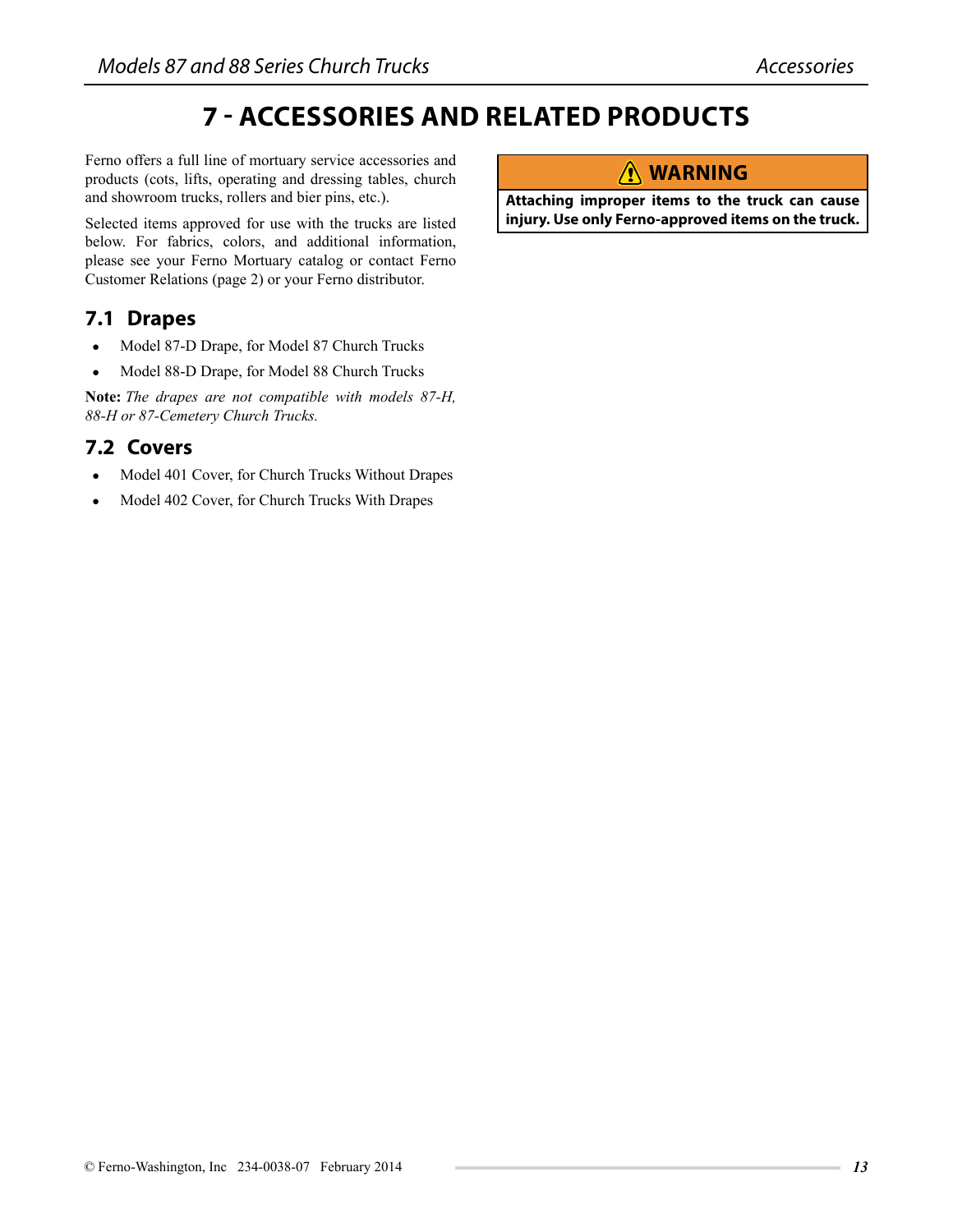# 7 - ACCESSORIES AND RELATED PRODUCTS

Ferno offers a full line of mortuary service accessories and products (cots, lifts, operating and dressing tables, church and showroom trucks, rollers and bier pins, etc.).

Selected items approved for use with the trucks are listed below. For fabrics, colors, and additional information, please see your Ferno Mortuary catalog or contact Ferno Customer Relations (page 2) or your Ferno distributor.

> **⚠ WARNING**
>
> **Attaching improper items to the truck can cause injury. Use only Ferno-approved items on the truck.**

## 7.1 Drapes

- Model 87-D Drape, for Model 87 Church Trucks
- Model 88-D Drape, for Model 88 Church Trucks

**Note:** *The drapes are not compatible with models 87-H, 88-H or 87-Cemetery Church Trucks.*

## 7.2 Covers

- Model 401 Cover, for Church Trucks Without Drapes
- Model 402 Cover, for Church Trucks With Drapes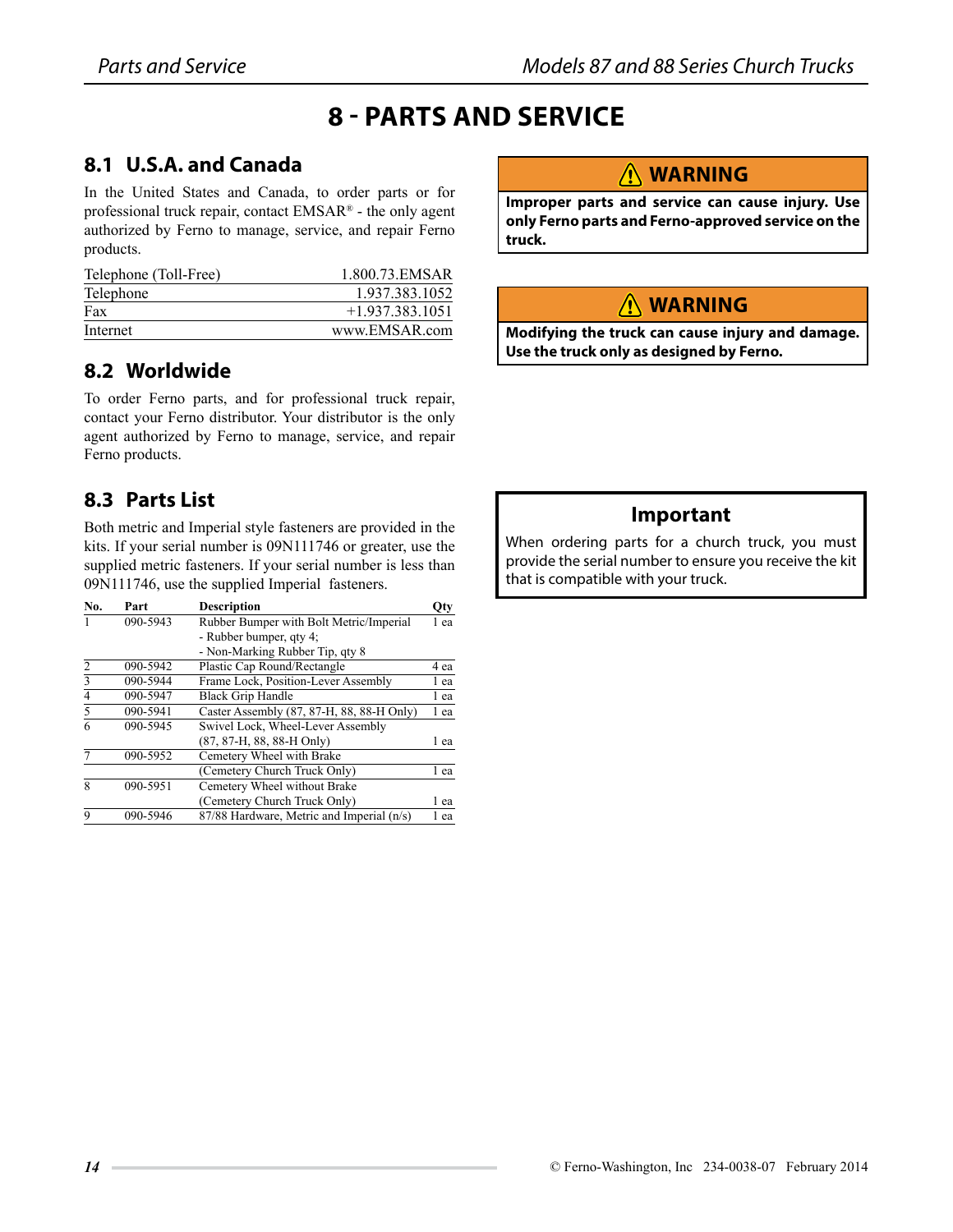# 8 - PARTS AND SERVICE

## 8.1 U.S.A. and Canada

In the United States and Canada, to order parts or for professional truck repair, contact EMSAR® - the only agent authorized by Ferno to manage, service, and repair Ferno products.

| | |
|---|---|
| Telephone (Toll-Free) | 1.800.73.EMSAR |
| Telephone | 1.937.383.1052 |
| Fax | +1.937.383.1051 |
| Internet | www.EMSAR.com |

## 8.2 Worldwide

To order Ferno parts, and for professional truck repair, contact your Ferno distributor. Your distributor is the only agent authorized by Ferno to manage, service, and repair Ferno products.

## 8.3 Parts List

Both metric and Imperial style fasteners are provided in the kits. If your serial number is 09N111746 or greater, use the supplied metric fasteners. If your serial number is less than 09N111746, use the supplied Imperial fasteners.

| No. | Part | Description | Qty |
|---|---|---|---|
| 1 | 090-5943 | Rubber Bumper with Bolt Metric/Imperial<br>- Rubber bumper, qty 4;<br>- Non-Marking Rubber Tip, qty 8 | 1 ea |
| 2 | 090-5942 | Plastic Cap Round/Rectangle | 4 ea |
| 3 | 090-5944 | Frame Lock, Position-Lever Assembly | 1 ea |
| 4 | 090-5947 | Black Grip Handle | 1 ea |
| 5 | 090-5941 | Caster Assembly (87, 87-H, 88, 88-H Only) | 1 ea |
| 6 | 090-5945 | Swivel Lock, Wheel-Lever Assembly<br>(87, 87-H, 88, 88-H Only) | 1 ea |
| 7 | 090-5952 | Cemetery Wheel with Brake<br>(Cemetery Church Truck Only) | 1 ea |
| 8 | 090-5951 | Cemetery Wheel without Brake<br>(Cemetery Church Truck Only) | 1 ea |
| 9 | 090-5946 | 87/88 Hardware, Metric and Imperial (n/s) | 1 ea |

**⚠ WARNING**

**Improper parts and service can cause injury. Use only Ferno parts and Ferno-approved service on the truck.**

**⚠ WARNING**

**Modifying the truck can cause injury and damage. Use the truck only as designed by Ferno.**

**Important**

When ordering parts for a church truck, you must provide the serial number to ensure you receive the kit that is compatible with your truck.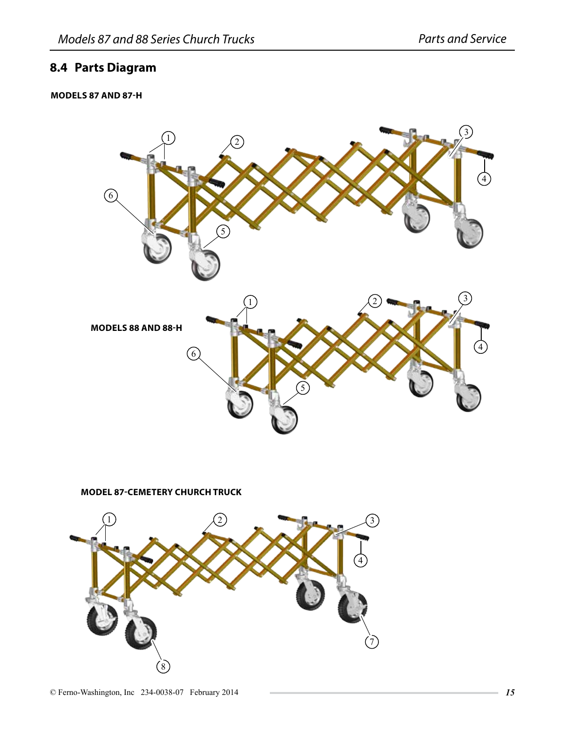## 8.4 Parts Diagram

**MODELS 87 AND 87-H**

**MODELS 88 AND 88-H**

**MODEL 87-CEMETERY CHURCH TRUCK**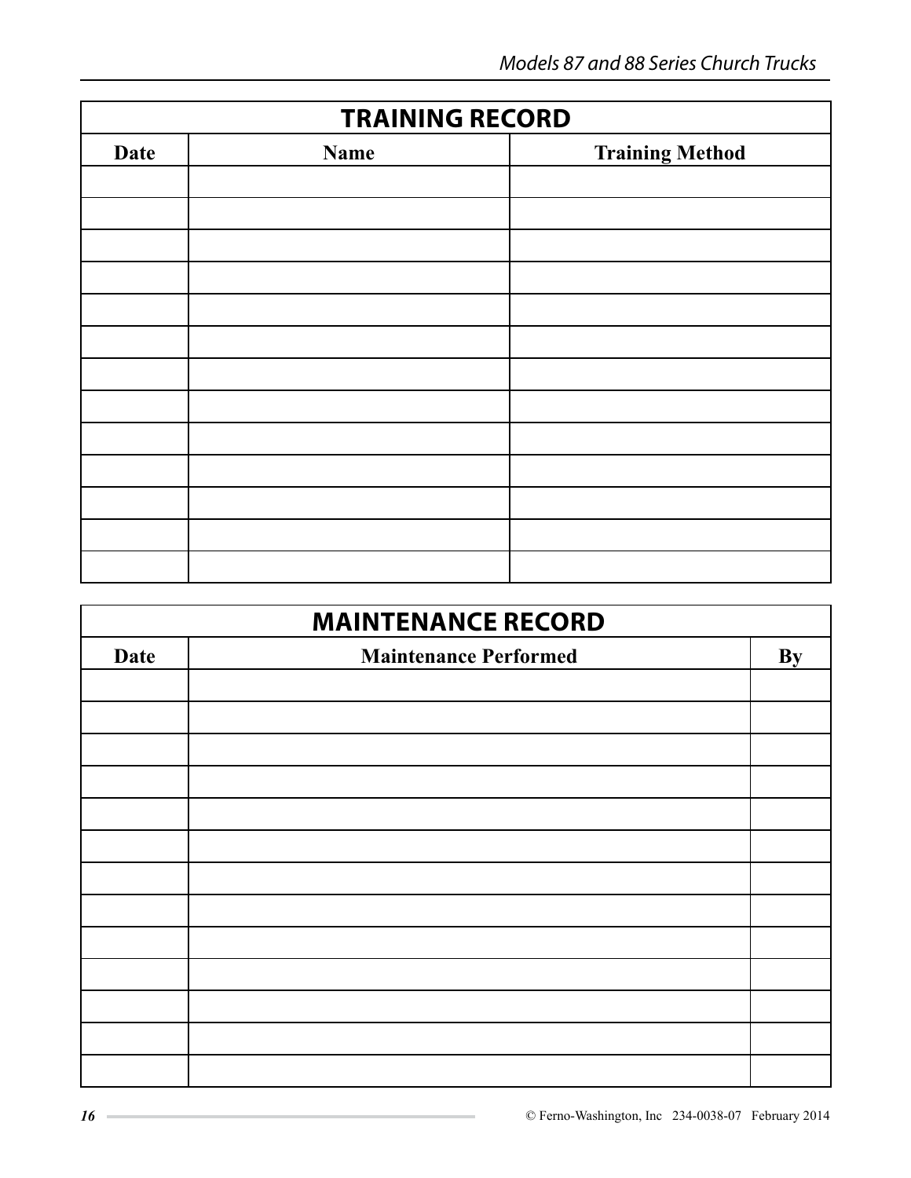## TRAINING RECORD

| Date | Name | Training Method |
| --- | --- | --- |
| | | |
| | | |
| | | |
| | | |
| | | |
| | | |
| | | |
| | | |
| | | |
| | | |
| | | |
| | | |
| | | |

## MAINTENANCE RECORD

| Date | Maintenance Performed | By |
| --- | --- | --- |
| | | |
| | | |
| | | |
| | | |
| | | |
| | | |
| | | |
| | | |
| | | |
| | | |
| | | |
| | | |
| | | |

© Ferno-Washington, Inc 234-0038-07 February 2014